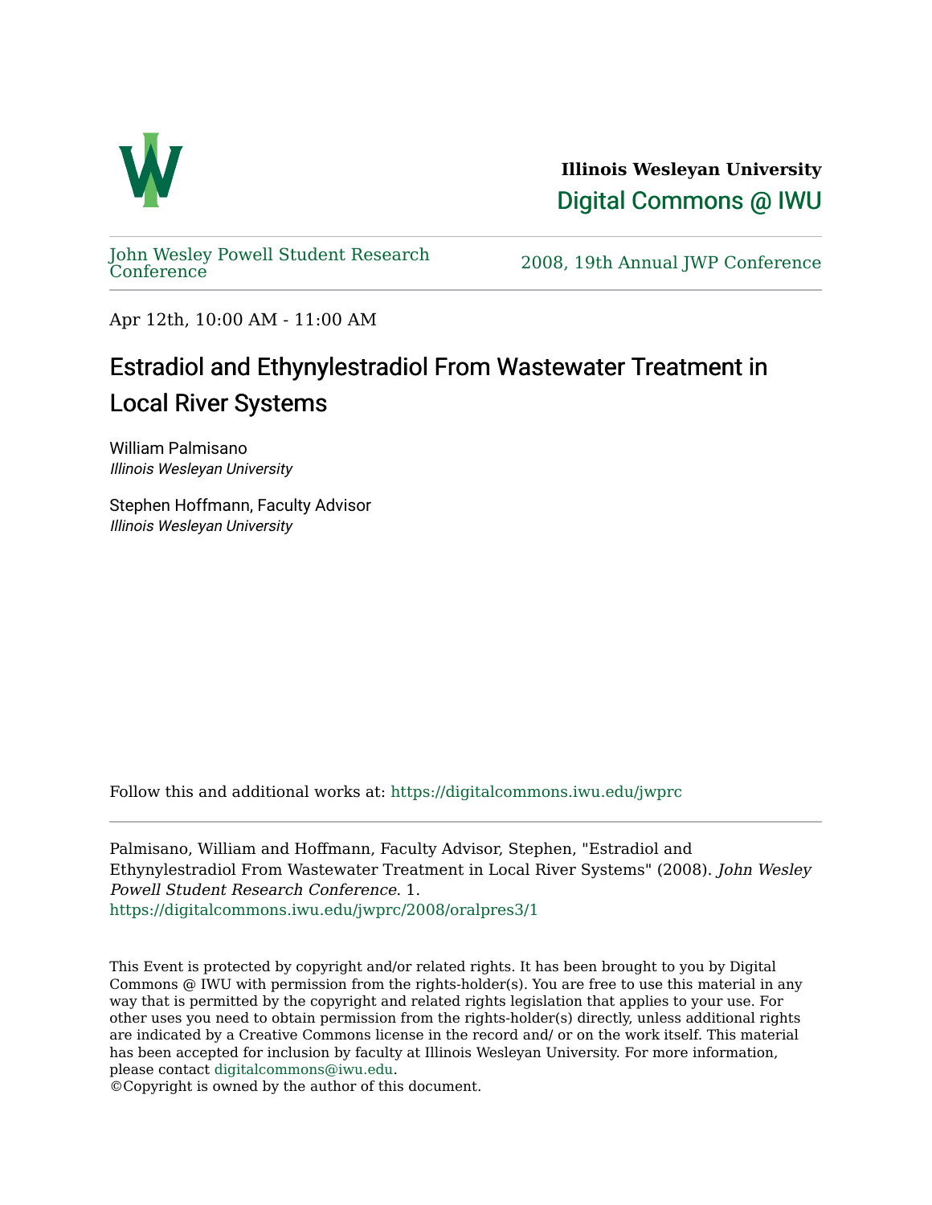**Illinois Wesleyan University**

Digital Commons @ IWU

John Wesley Powell Student Research Conference

2008, 19th Annual JWP Conference

Apr 12th, 10:00 AM - 11:00 AM

# Estradiol and Ethynylestradiol From Wastewater Treatment in Local River Systems

William Palmisano
*Illinois Wesleyan University*

Stephen Hoffmann, Faculty Advisor
*Illinois Wesleyan University*

Follow this and additional works at: https://digitalcommons.iwu.edu/jwprc

Palmisano, William and Hoffmann, Faculty Advisor, Stephen, "Estradiol and Ethynylestradiol From Wastewater Treatment in Local River Systems" (2008). *John Wesley Powell Student Research Conference*. 1.
https://digitalcommons.iwu.edu/jwprc/2008/oralpres3/1

This Event is protected by copyright and/or related rights. It has been brought to you by Digital Commons @ IWU with permission from the rights-holder(s). You are free to use this material in any way that is permitted by the copyright and related rights legislation that applies to your use. For other uses you need to obtain permission from the rights-holder(s) directly, unless additional rights are indicated by a Creative Commons license in the record and/ or on the work itself. This material has been accepted for inclusion by faculty at Illinois Wesleyan University. For more information, please contact digitalcommons@iwu.edu.
©Copyright is owned by the author of this document.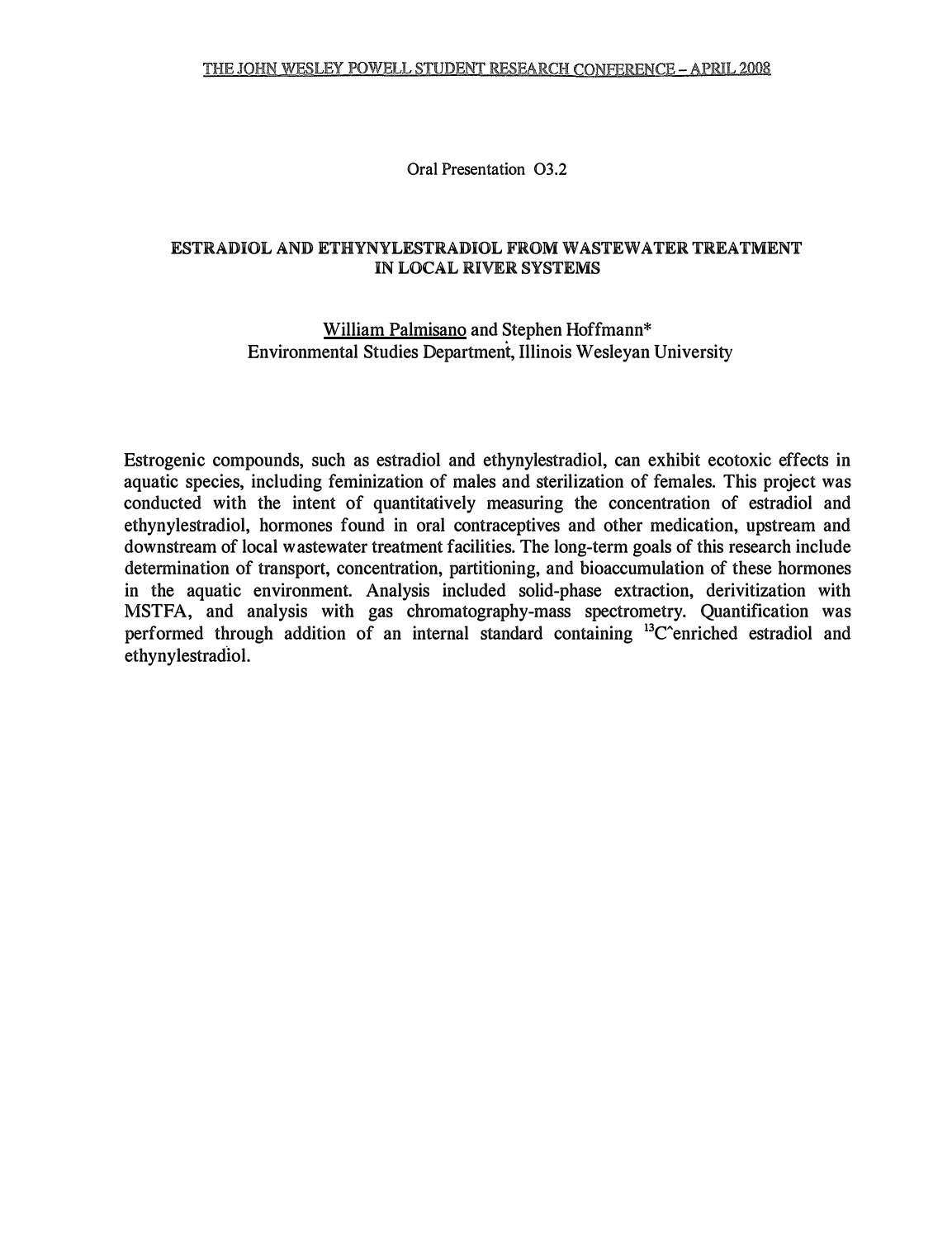Oral Presentation O3.2

## ESTRADIOL AND ETHYNYLESTRADIOL FROM WASTEWATER TREATMENT IN LOCAL RIVER SYSTEMS

William Palmisano and Stephen Hoffmann*
Environmental Studies Department, Illinois Wesleyan University

Estrogenic compounds, such as estradiol and ethynylestradiol, can exhibit ecotoxic effects in aquatic species, including feminization of males and sterilization of females. This project was conducted with the intent of quantitatively measuring the concentration of estradiol and ethynylestradiol, hormones found in oral contraceptives and other medication, upstream and downstream of local wastewater treatment facilities. The long-term goals of this research include determination of transport, concentration, partitioning, and bioaccumulation of these hormones in the aquatic environment. Analysis included solid-phase extraction, derivitization with MSTFA, and analysis with gas chromatography-mass spectrometry. Quantification was performed through addition of an internal standard containing $^{13}C$^enriched estradiol and ethynylestradiol.